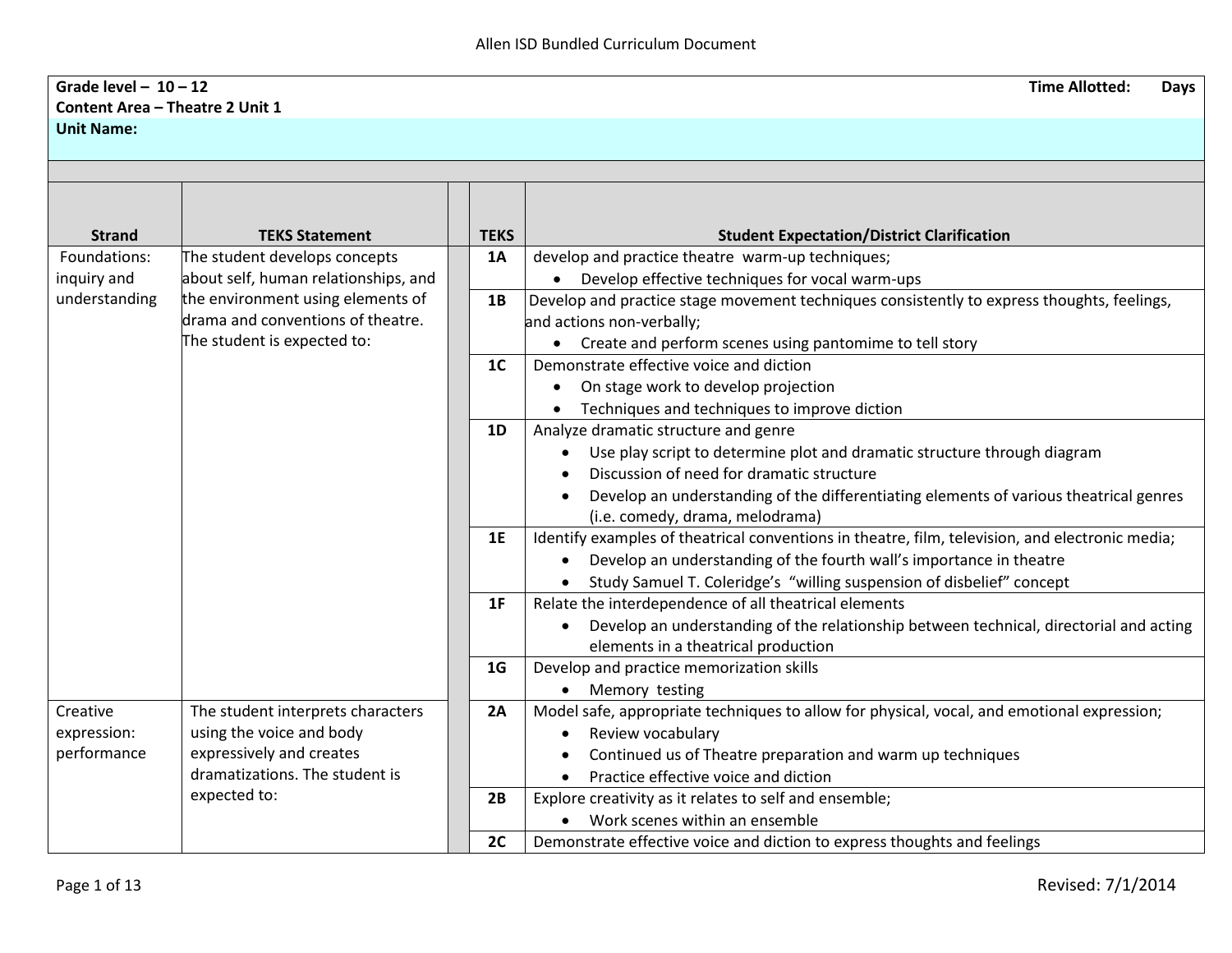Allen ISD Bundled Curriculum Document

**Grade level – 10 – 12** **Time Allotted: Days**
**Content Area – Theatre 2 Unit 1**
**Unit Name:**

| Strand | TEKS Statement | | TEKS | Student Expectation/District Clarification |
|---|---|---|---|---|
| Foundations: inquiry and understanding | The student develops concepts about self, human relationships, and the environment using elements of drama and conventions of theatre. The student is expected to: | | **1A** | develop and practice theatre warm-up techniques;<br>• Develop effective techniques for vocal warm-ups |
| | | | **1B** | Develop and practice stage movement techniques consistently to express thoughts, feelings, and actions non-verbally;<br>• Create and perform scenes using pantomime to tell story |
| | | | **1C** | Demonstrate effective voice and diction<br>• On stage work to develop projection<br>• Techniques and techniques to improve diction |
| | | | **1D** | Analyze dramatic structure and genre<br>• Use play script to determine plot and dramatic structure through diagram<br>• Discussion of need for dramatic structure<br>• Develop an understanding of the differentiating elements of various theatrical genres (i.e. comedy, drama, melodrama) |
| | | | **1E** | Identify examples of theatrical conventions in theatre, film, television, and electronic media;<br>• Develop an understanding of the fourth wall's importance in theatre<br>• Study Samuel T. Coleridge's "willing suspension of disbelief" concept |
| | | | **1F** | Relate the interdependence of all theatrical elements<br>• Develop an understanding of the relationship between technical, directorial and acting elements in a theatrical production |
| | | | **1G** | Develop and practice memorization skills<br>• Memory testing |
| Creative expression: performance | The student interprets characters using the voice and body expressively and creates dramatizations. The student is expected to: | | **2A** | Model safe, appropriate techniques to allow for physical, vocal, and emotional expression;<br>• Review vocabulary<br>• Continued us of Theatre preparation and warm up techniques<br>• Practice effective voice and diction |
| | | | **2B** | Explore creativity as it relates to self and ensemble;<br>• Work scenes within an ensemble |
| | | | **2C** | Demonstrate effective voice and diction to express thoughts and feelings |

Revised: 7/1/2014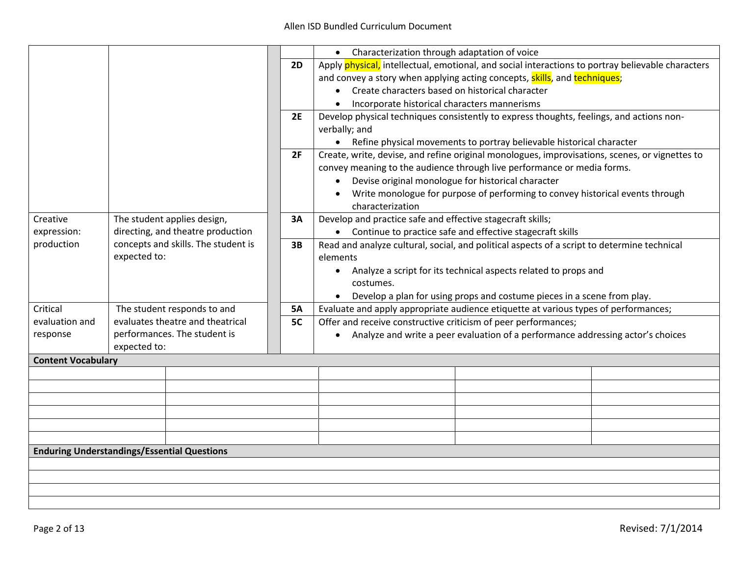| | | | |
|---|---|---|---|
| | | | • Characterization through adaptation of voice |
| | | 2D | Apply physical, intellectual, emotional, and social interactions to portray believable characters and convey a story when applying acting concepts, skills, and techniques;<br>• Create characters based on historical character<br>• Incorporate historical characters mannerisms |
| | | 2E | Develop physical techniques consistently to express thoughts, feelings, and actions non-verbally; and<br>• Refine physical movements to portray believable historical character |
| | | 2F | Create, write, devise, and refine original monologues, improvisations, scenes, or vignettes to convey meaning to the audience through live performance or media forms.<br>• Devise original monologue for historical character<br>• Write monologue for purpose of performing to convey historical events through characterization |
| Creative expression: production | The student applies design, directing, and theatre production concepts and skills. The student is expected to: | 3A | Develop and practice safe and effective stagecraft skills;<br>• Continue to practice safe and effective stagecraft skills |
| | | 3B | Read and analyze cultural, social, and political aspects of a script to determine technical elements<br>• Analyze a script for its technical aspects related to props and costumes.<br>• Develop a plan for using props and costume pieces in a scene from play. |
| Critical evaluation and response | The student responds to and evaluates theatre and theatrical performances. The student is expected to: | 5A | Evaluate and apply appropriate audience etiquette at various types of performances; |
| | | 5C | Offer and receive constructive criticism of peer performances;<br>• Analyze and write a peer evaluation of a performance addressing actor's choices |

**Content Vocabulary**

| | | | | |
|---|---|---|---|---|
| | | | | |
| | | | | |
| | | | | |
| | | | | |
| | | | | |
| | | | | |

**Enduring Understandings/Essential Questions**

| |
|---|
| |
| |
| |
| |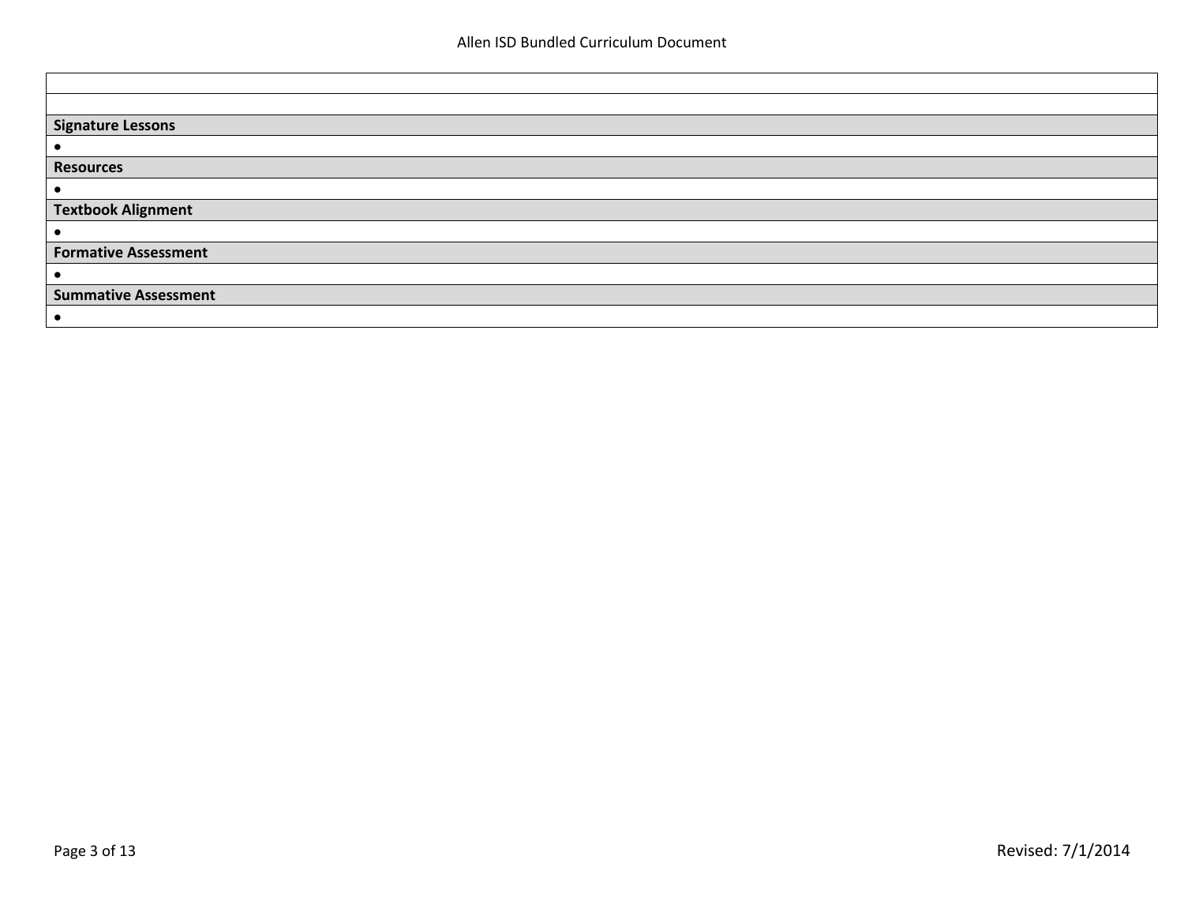| |
|---|
| |
| **Signature Lessons** |
| • |
| **Resources** |
| • |
| **Textbook Alignment** |
| • |
| **Formative Assessment** |
| • |
| **Summative Assessment** |
| • |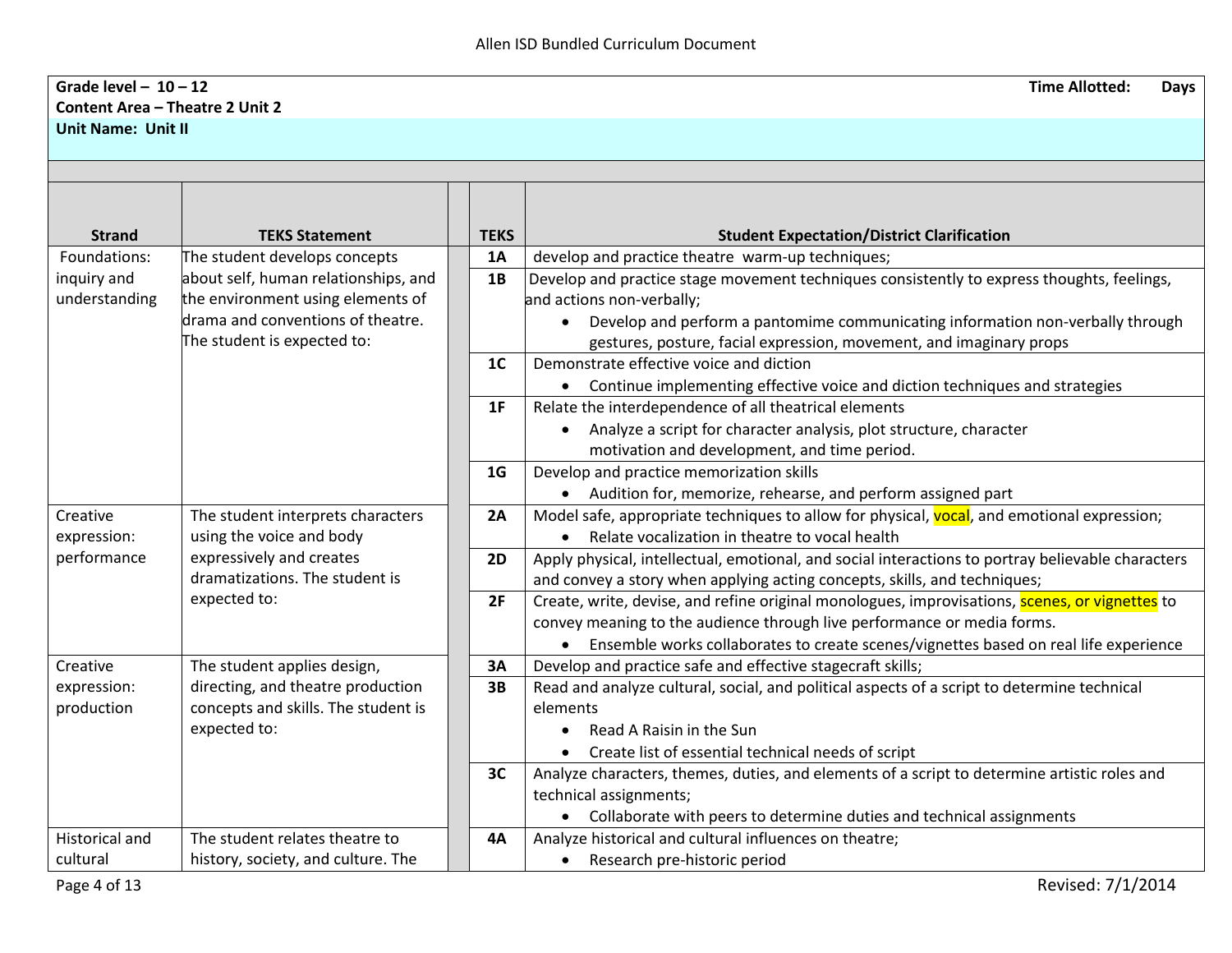**Grade level – 10 – 12** **Time Allotted: Days**

**Content Area – Theatre 2 Unit 2**

**Unit Name: Unit II**

| Strand | TEKS Statement | TEKS | Student Expectation/District Clarification |
|---|---|---|---|
| Foundations: inquiry and understanding | The student develops concepts about self, human relationships, and the environment using elements of drama and conventions of theatre. The student is expected to: | **1A** | develop and practice theatre warm-up techniques; |
| | | **1B** | Develop and practice stage movement techniques consistently to express thoughts, feelings, and actions non-verbally; <br>• Develop and perform a pantomime communicating information non-verbally through gestures, posture, facial expression, movement, and imaginary props |
| | | **1C** | Demonstrate effective voice and diction <br>• Continue implementing effective voice and diction techniques and strategies |
| | | **1F** | Relate the interdependence of all theatrical elements <br>• Analyze a script for character analysis, plot structure, character motivation and development, and time period. |
| | | **1G** | Develop and practice memorization skills <br>• Audition for, memorize, rehearse, and perform assigned part |
| Creative expression: performance | The student interprets characters using the voice and body expressively and creates dramatizations. The student is expected to: | **2A** | Model safe, appropriate techniques to allow for physical, vocal, and emotional expression; <br>• Relate vocalization in theatre to vocal health |
| | | **2D** | Apply physical, intellectual, emotional, and social interactions to portray believable characters and convey a story when applying acting concepts, skills, and techniques; |
| | | **2F** | Create, write, devise, and refine original monologues, improvisations, scenes, or vignettes to convey meaning to the audience through live performance or media forms. <br>• Ensemble works collaborates to create scenes/vignettes based on real life experience |
| Creative expression: production | The student applies design, directing, and theatre production concepts and skills. The student is expected to: | **3A** | Develop and practice safe and effective stagecraft skills; |
| | | **3B** | Read and analyze cultural, social, and political aspects of a script to determine technical elements <br>• Read A Raisin in the Sun <br>• Create list of essential technical needs of script |
| | | **3C** | Analyze characters, themes, duties, and elements of a script to determine artistic roles and technical assignments; <br>• Collaborate with peers to determine duties and technical assignments |
| Historical and cultural | The student relates theatre to history, society, and culture. The | **4A** | Analyze historical and cultural influences on theatre; <br>• Research pre-historic period |

Revised: 7/1/2014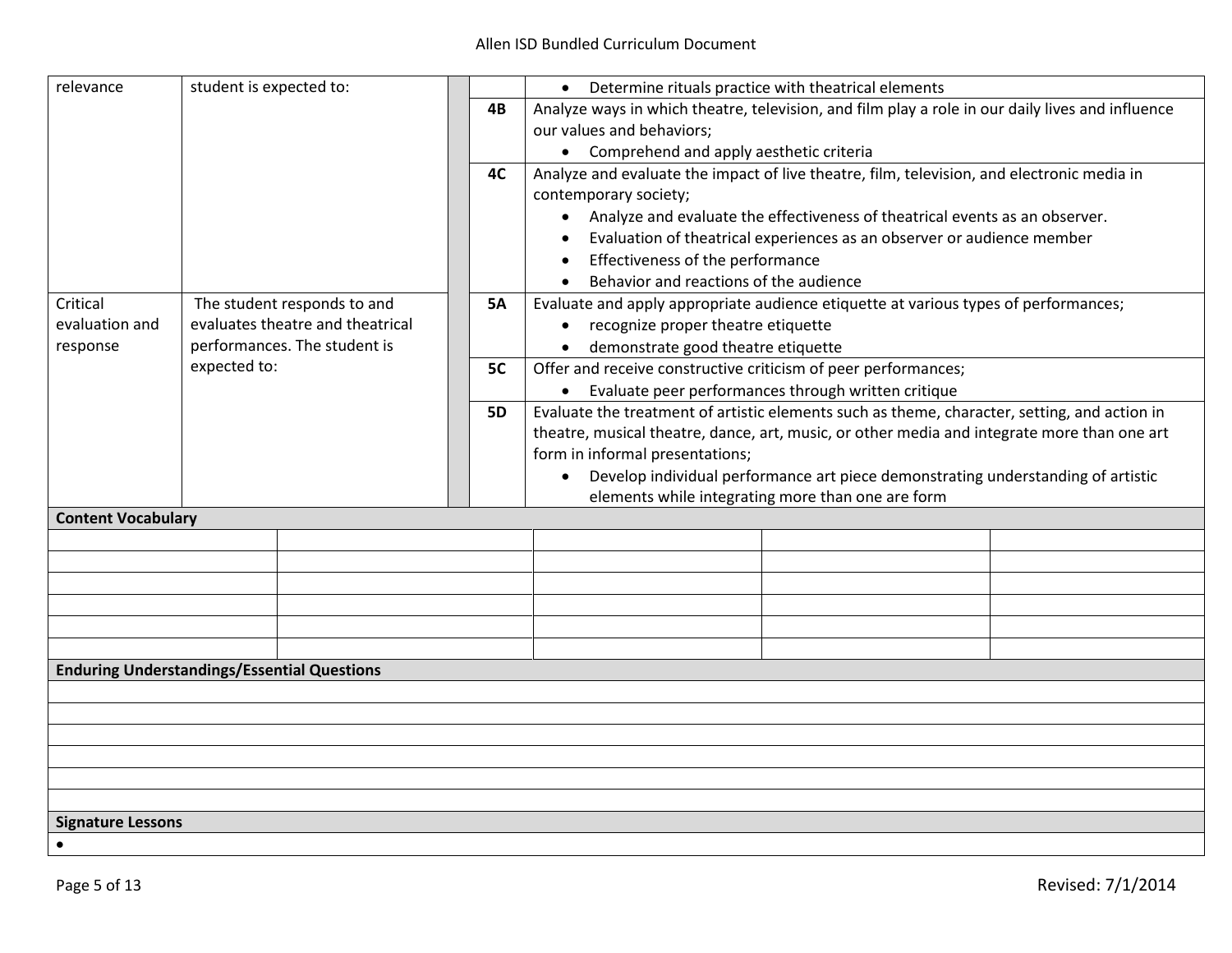| | | | | |
|---|---|---|---|---|
| relevance | student is expected to: | | | • Determine rituals practice with theatrical elements |
| | | | **4B** | Analyze ways in which theatre, television, and film play a role in our daily lives and influence our values and behaviors;<br>• Comprehend and apply aesthetic criteria |
| | | | **4C** | Analyze and evaluate the impact of live theatre, film, television, and electronic media in contemporary society;<br>• Analyze and evaluate the effectiveness of theatrical events as an observer.<br>• Evaluation of theatrical experiences as an observer or audience member<br>• Effectiveness of the performance<br>• Behavior and reactions of the audience |
| Critical evaluation and response | The student responds to and evaluates theatre and theatrical performances. The student is expected to: | | **5A** | Evaluate and apply appropriate audience etiquette at various types of performances;<br>• recognize proper theatre etiquette<br>• demonstrate good theatre etiquette |
| | | | **5C** | Offer and receive constructive criticism of peer performances;<br>• Evaluate peer performances through written critique |
| | | | **5D** | Evaluate the treatment of artistic elements such as theme, character, setting, and action in theatre, musical theatre, dance, art, music, or other media and integrate more than one art form in informal presentations;<br>• Develop individual performance art piece demonstrating understanding of artistic elements while integrating more than one are form |

**Content Vocabulary**

| | | | | |
|---|---|---|---|---|
| | | | | |
| | | | | |
| | | | | |
| | | | | |
| | | | | |
| | | | | |

**Enduring Understandings/Essential Questions**

**Signature Lessons**

•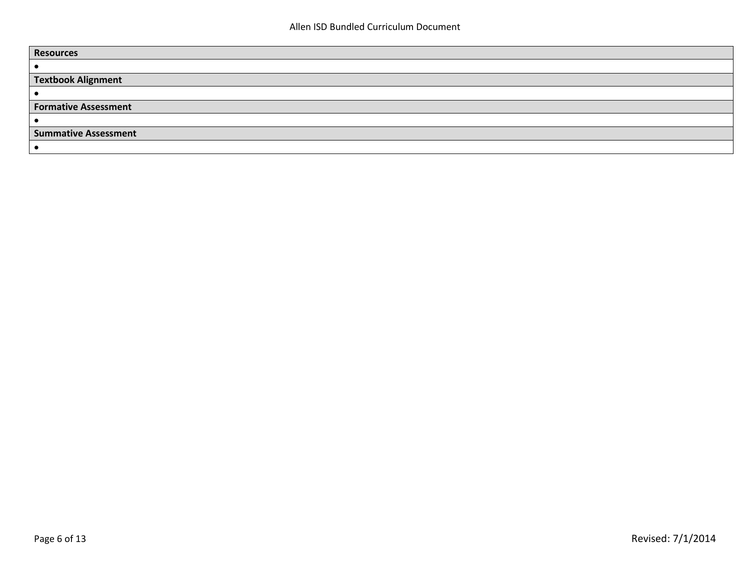| Resources |
| --- |
| • |
| **Textbook Alignment** |
| • |
| **Formative Assessment** |
| • |
| **Summative Assessment** |
| • |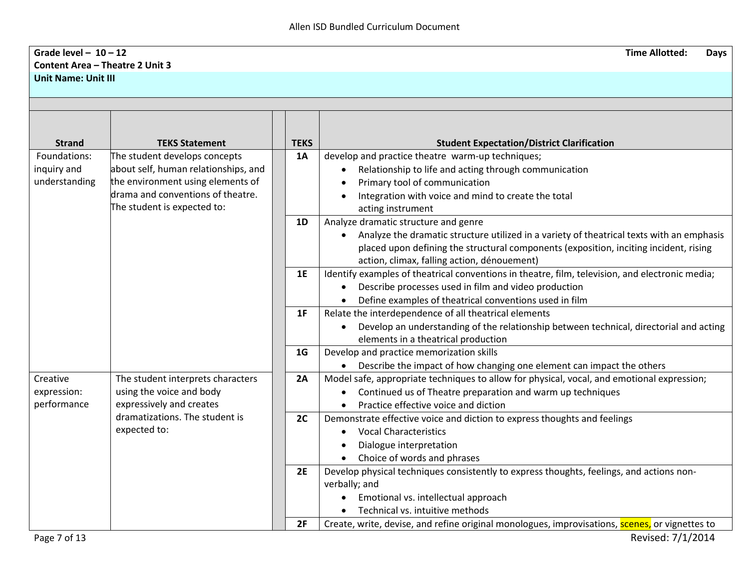**Grade level – 10 – 12** | **Time Allotted: Days**

**Content Area – Theatre 2 Unit 3**

**Unit Name: Unit III**

| Strand | TEKS Statement | | TEKS | Student Expectation/District Clarification |
|---|---|---|---|---|
| Foundations: inquiry and understanding | The student develops concepts about self, human relationships, and the environment using elements of drama and conventions of theatre. The student is expected to: | | **1A** | develop and practice theatre warm-up techniques;<br>• Relationship to life and acting through communication<br>• Primary tool of communication<br>• Integration with voice and mind to create the total acting instrument |
| | | | **1D** | Analyze dramatic structure and genre<br>• Analyze the dramatic structure utilized in a variety of theatrical texts with an emphasis placed upon defining the structural components (exposition, inciting incident, rising action, climax, falling action, dénouement) |
| | | | **1E** | Identify examples of theatrical conventions in theatre, film, television, and electronic media;<br>• Describe processes used in film and video production<br>• Define examples of theatrical conventions used in film |
| | | | **1F** | Relate the interdependence of all theatrical elements<br>• Develop an understanding of the relationship between technical, directorial and acting elements in a theatrical production |
| | | | **1G** | Develop and practice memorization skills<br>• Describe the impact of how changing one element can impact the others |
| Creative expression: performance | The student interprets characters using the voice and body expressively and creates dramatizations. The student is expected to: | | **2A** | Model safe, appropriate techniques to allow for physical, vocal, and emotional expression;<br>• Continued us of Theatre preparation and warm up techniques<br>• Practice effective voice and diction |
| | | | **2C** | Demonstrate effective voice and diction to express thoughts and feelings<br>• Vocal Characteristics<br>• Dialogue interpretation<br>• Choice of words and phrases |
| | | | **2E** | Develop physical techniques consistently to express thoughts, feelings, and actions non-verbally; and<br>• Emotional vs. intellectual approach<br>• Technical vs. intuitive methods |
| | | | **2F** | Create, write, devise, and refine original monologues, improvisations, scenes, or vignettes to |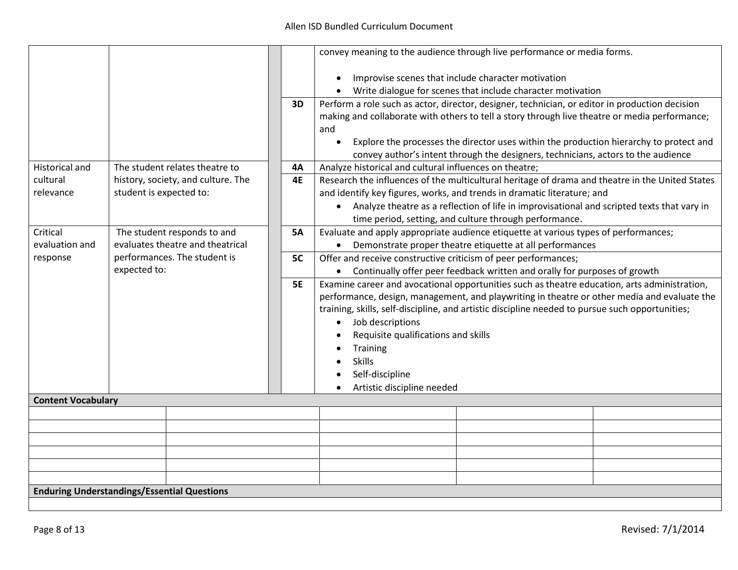| | | | | |
|---|---|---|---|---|
| | | | | convey meaning to the audience through live performance or media forms.<br><br>• Improvise scenes that include character motivation<br>• Write dialogue for scenes that include character motivation |
| | | | 3D | Perform a role such as actor, director, designer, technician, or editor in production decision making and collaborate with others to tell a story through live theatre or media performance; and<br>• Explore the processes the director uses within the production hierarchy to protect and convey author's intent through the designers, technicians, actors to the audience |
| Historical and cultural relevance | The student relates theatre to history, society, and culture. The student is expected to: | | 4A | Analyze historical and cultural influences on theatre; |
| | | | 4E | Research the influences of the multicultural heritage of drama and theatre in the United States and identify key figures, works, and trends in dramatic literature; and<br>• Analyze theatre as a reflection of life in improvisational and scripted texts that vary in time period, setting, and culture through performance. |
| Critical evaluation and response | The student responds to and evaluates theatre and theatrical performances. The student is expected to: | | 5A | Evaluate and apply appropriate audience etiquette at various types of performances;<br>• Demonstrate proper theatre etiquette at all performances |
| | | | 5C | Offer and receive constructive criticism of peer performances;<br>• Continually offer peer feedback written and orally for purposes of growth |
| | | | 5E | Examine career and avocational opportunities such as theatre education, arts administration, performance, design, management, and playwriting in theatre or other media and evaluate the training, skills, self-discipline, and artistic discipline needed to pursue such opportunities;<br>• Job descriptions<br>• Requisite qualifications and skills<br>• Training<br>• Skills<br>• Self-discipline<br>• Artistic discipline needed |

**Content Vocabulary**

| | | | | |
|---|---|---|---|---|
| | | | | |
| | | | | |
| | | | | |
| | | | | |
| | | | | |
| | | | | |

**Enduring Understandings/Essential Questions**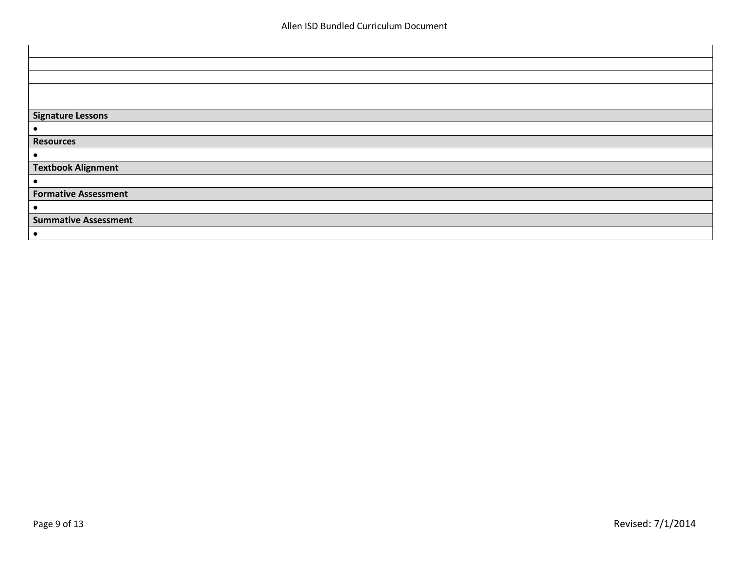| |
|---|
| |
| |
| |
| |
| **Signature Lessons** |
| • |
| **Resources** |
| • |
| **Textbook Alignment** |
| • |
| **Formative Assessment** |
| • |
| **Summative Assessment** |
| • |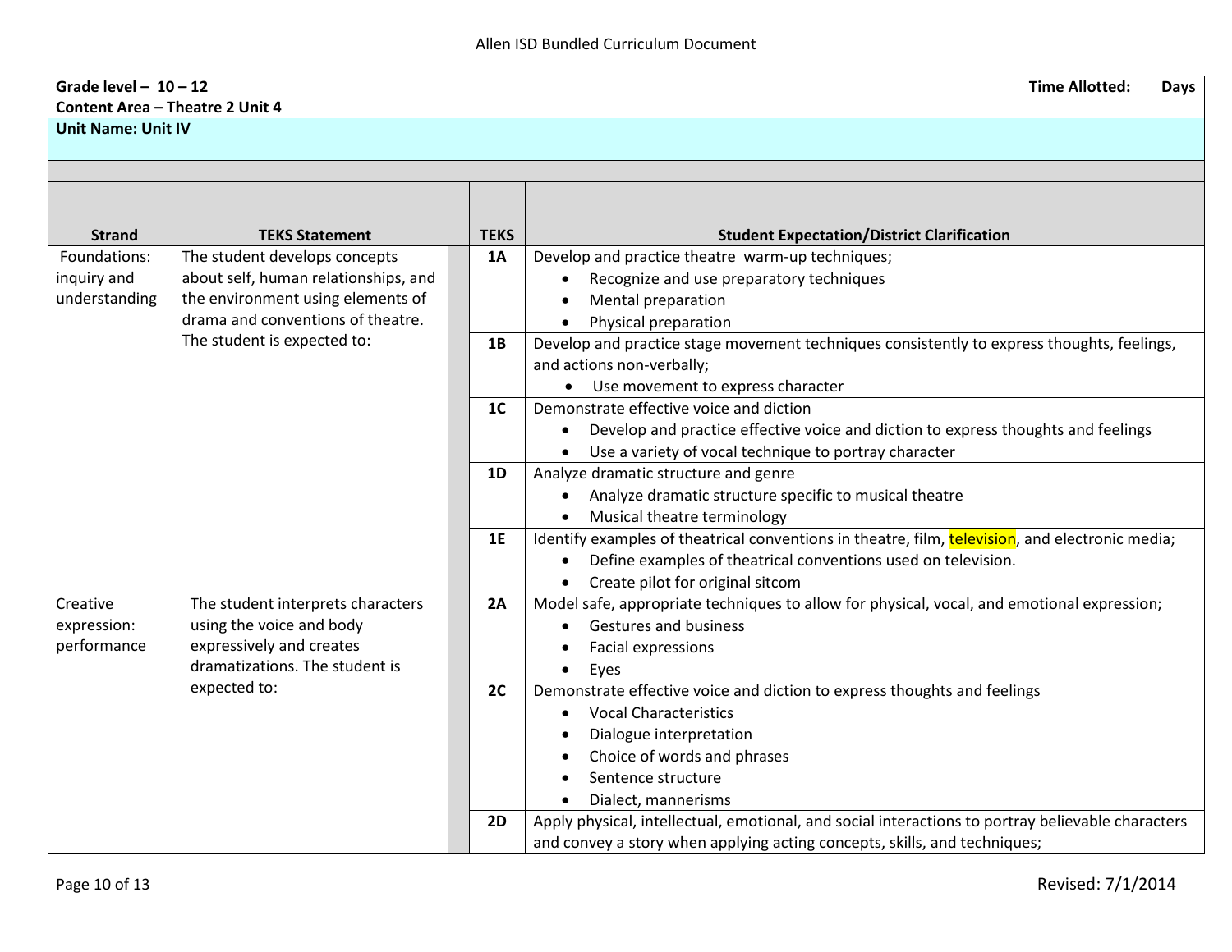**Grade level – 10 – 12** **Time Allotted: Days**

**Content Area – Theatre 2 Unit 4**

**Unit Name: Unit IV**

| Strand | TEKS Statement | | TEKS | Student Expectation/District Clarification |
|---|---|---|---|---|
| Foundations: inquiry and understanding | The student develops concepts about self, human relationships, and the environment using elements of drama and conventions of theatre. The student is expected to: | | **1A** | Develop and practice theatre warm-up techniques;<br>• Recognize and use preparatory techniques<br>• Mental preparation<br>• Physical preparation |
| | | | **1B** | Develop and practice stage movement techniques consistently to express thoughts, feelings, and actions non-verbally;<br>• Use movement to express character |
| | | | **1C** | Demonstrate effective voice and diction<br>• Develop and practice effective voice and diction to express thoughts and feelings<br>• Use a variety of vocal technique to portray character |
| | | | **1D** | Analyze dramatic structure and genre<br>• Analyze dramatic structure specific to musical theatre<br>• Musical theatre terminology |
| | | | **1E** | Identify examples of theatrical conventions in theatre, film, television, and electronic media;<br>• Define examples of theatrical conventions used on television.<br>• Create pilot for original sitcom |
| Creative expression: performance | The student interprets characters using the voice and body expressively and creates dramatizations. The student is expected to: | | **2A** | Model safe, appropriate techniques to allow for physical, vocal, and emotional expression;<br>• Gestures and business<br>• Facial expressions<br>• Eyes |
| | | | **2C** | Demonstrate effective voice and diction to express thoughts and feelings<br>• Vocal Characteristics<br>• Dialogue interpretation<br>• Choice of words and phrases<br>• Sentence structure<br>• Dialect, mannerisms |
| | | | **2D** | Apply physical, intellectual, emotional, and social interactions to portray believable characters and convey a story when applying acting concepts, skills, and techniques; |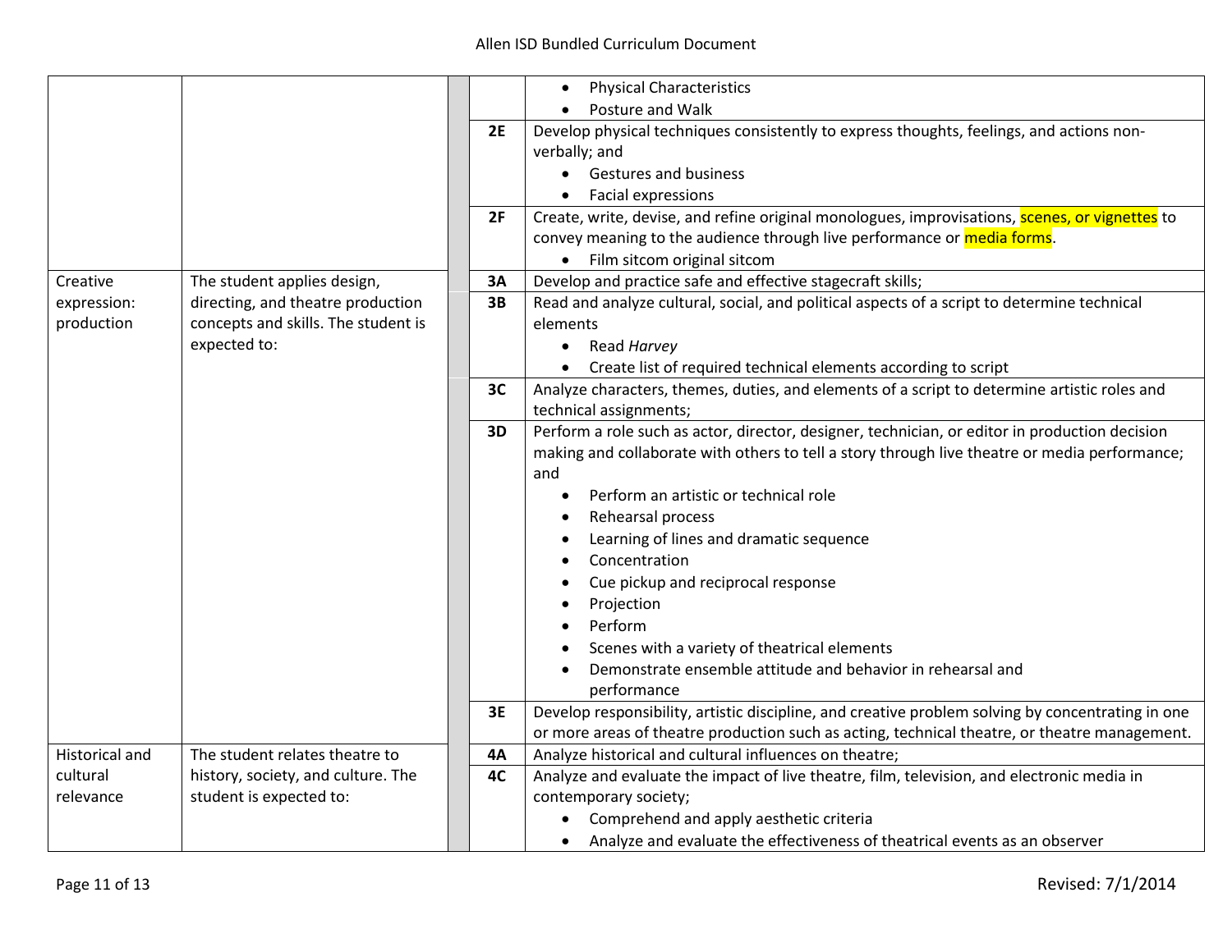| | | | | |
|---|---|---|---|---|
| | | | | • Physical Characteristics<br>• Posture and Walk |
| | | | **2E** | Develop physical techniques consistently to express thoughts, feelings, and actions non-verbally; and<br>• Gestures and business<br>• Facial expressions |
| | | | **2F** | Create, write, devise, and refine original monologues, improvisations, scenes, or vignettes to convey meaning to the audience through live performance or media forms.<br>• Film sitcom original sitcom |
| Creative expression: production | The student applies design, directing, and theatre production concepts and skills. The student is expected to: | | **3A** | Develop and practice safe and effective stagecraft skills; |
| | | | **3B** | Read and analyze cultural, social, and political aspects of a script to determine technical elements<br>• Read *Harvey*<br>• Create list of required technical elements according to script |
| | | | **3C** | Analyze characters, themes, duties, and elements of a script to determine artistic roles and technical assignments; |
| | | | **3D** | Perform a role such as actor, director, designer, technician, or editor in production decision making and collaborate with others to tell a story through live theatre or media performance; and<br>• Perform an artistic or technical role<br>• Rehearsal process<br>• Learning of lines and dramatic sequence<br>• Concentration<br>• Cue pickup and reciprocal response<br>• Projection<br>• Perform<br>• Scenes with a variety of theatrical elements<br>• Demonstrate ensemble attitude and behavior in rehearsal and performance |
| | | | **3E** | Develop responsibility, artistic discipline, and creative problem solving by concentrating in one or more areas of theatre production such as acting, technical theatre, or theatre management. |
| Historical and cultural relevance | The student relates theatre to history, society, and culture. The student is expected to: | | **4A** | Analyze historical and cultural influences on theatre; |
| | | | **4C** | Analyze and evaluate the impact of live theatre, film, television, and electronic media in contemporary society;<br>• Comprehend and apply aesthetic criteria<br>• Analyze and evaluate the effectiveness of theatrical events as an observer |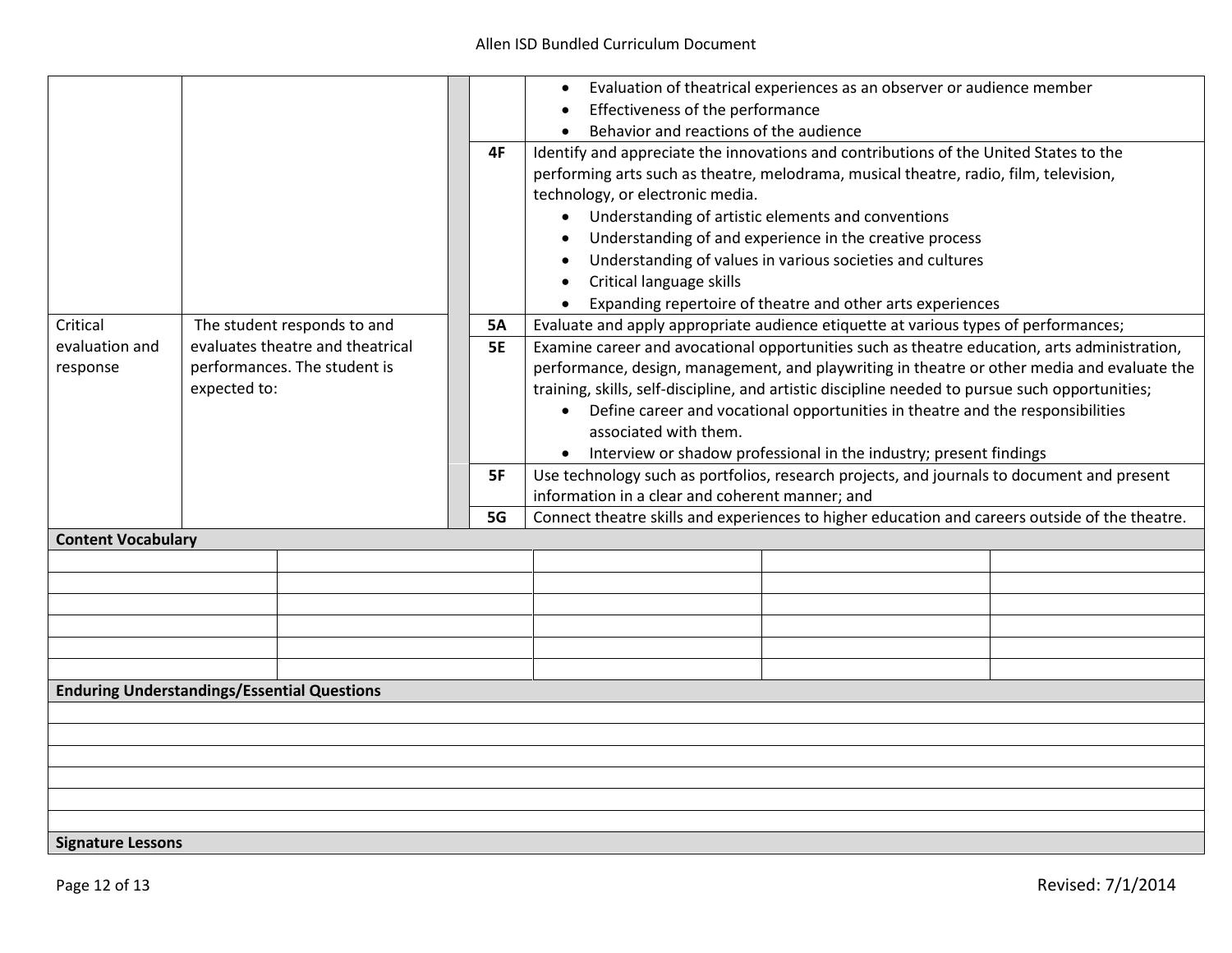| | | | |
|---|---|---|---|
| | | | • Evaluation of theatrical experiences as an observer or audience member<br>• Effectiveness of the performance<br>• Behavior and reactions of the audience |
| | | **4F** | Identify and appreciate the innovations and contributions of the United States to the performing arts such as theatre, melodrama, musical theatre, radio, film, television, technology, or electronic media.<br>• Understanding of artistic elements and conventions<br>• Understanding of and experience in the creative process<br>• Understanding of values in various societies and cultures<br>• Critical language skills<br>• Expanding repertoire of theatre and other arts experiences |
| Critical evaluation and response | The student responds to and evaluates theatre and theatrical performances. The student is expected to: | **5A** | Evaluate and apply appropriate audience etiquette at various types of performances; |
| | | **5E** | Examine career and avocational opportunities such as theatre education, arts administration, performance, design, management, and playwriting in theatre or other media and evaluate the training, skills, self-discipline, and artistic discipline needed to pursue such opportunities;<br>• Define career and vocational opportunities in theatre and the responsibilities associated with them.<br>• Interview or shadow professional in the industry; present findings |
| | | **5F** | Use technology such as portfolios, research projects, and journals to document and present information in a clear and coherent manner; and |
| | | **5G** | Connect theatre skills and experiences to higher education and careers outside of the theatre. |

**Content Vocabulary**

| | | | | |
|---|---|---|---|---|
| | | | | |
| | | | | |
| | | | | |
| | | | | |
| | | | | |
| | | | | |

**Enduring Understandings/Essential Questions**

**Signature Lessons**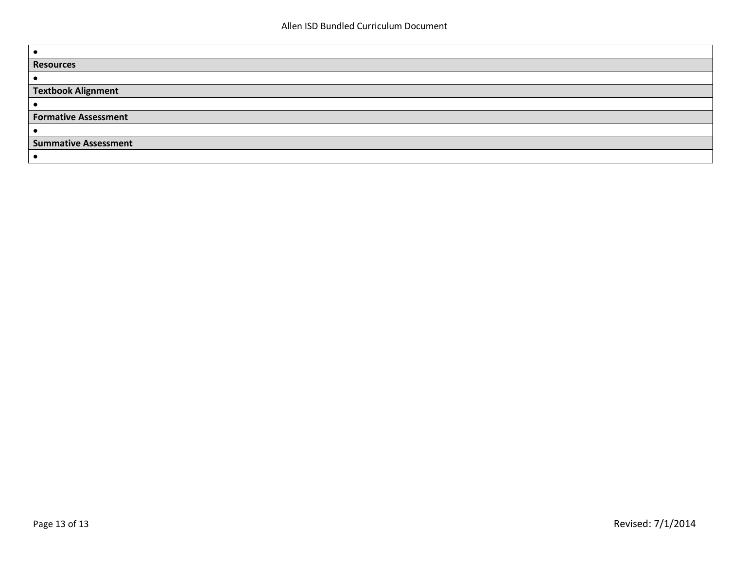| |
|---|
| • |
| **Resources** |
| • |
| **Textbook Alignment** |
| • |
| **Formative Assessment** |
| • |
| **Summative Assessment** |
| • |